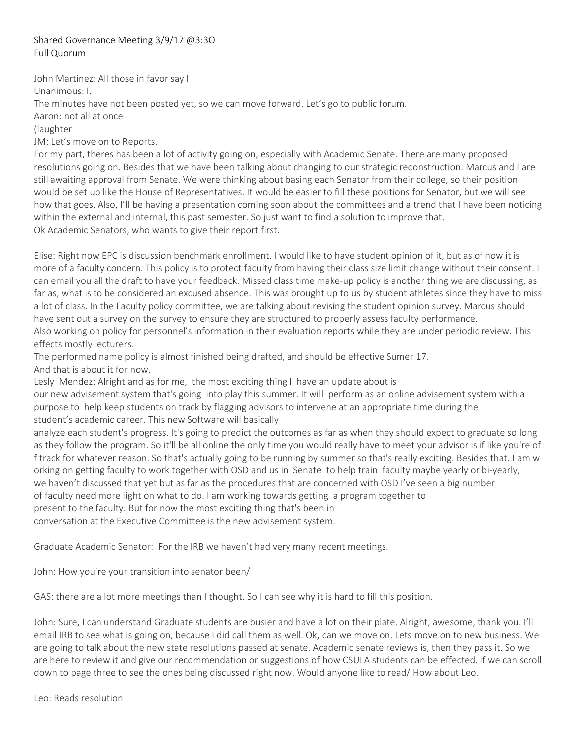Shared Governance Meeting 3/9/17 @3:3O
Full Quorum

John Martinez: All those in favor say I
Unanimous: I.
The minutes have not been posted yet, so we can move forward. Let's go to public forum.
Aaron: not all at once
(laughter
JM: Let's move on to Reports.
For my part, theres has been a lot of activity going on, especially with Academic Senate. There are many proposed resolutions going on. Besides that we have been talking about changing to our strategic reconstruction. Marcus and I are still awaiting approval from Senate. We were thinking about basing each Senator from their college, so their position would be set up like the House of Representatives. It would be easier to fill these positions for Senator, but we will see how that goes. Also, I'll be having a presentation coming soon about the committees and a trend that I have been noticing within the external and internal, this past semester. So just want to find a solution to improve that.
Ok Academic Senators, who wants to give their report first.

Elise: Right now EPC is discussion benchmark enrollment. I would like to have student opinion of it, but as of now it is more of a faculty concern. This policy is to protect faculty from having their class size limit change without their consent. I can email you all the draft to have your feedback. Missed class time make-up policy is another thing we are discussing, as far as, what is to be considered an excused absence. This was brought up to us by student athletes since they have to miss a lot of class. In the Faculty policy committee, we are talking about revising the student opinion survey. Marcus should have sent out a survey on the survey to ensure they are structured to properly assess faculty performance.
Also working on policy for personnel's information in their evaluation reports while they are under periodic review. This effects mostly lecturers.
The performed name policy is almost finished being drafted, and should be effective Sumer 17.
And that is about it for now.
Lesly Mendez: Alright and as for me, the most exciting thing I have an update about is
our new advisement system that's going into play this summer. It will perform as an online advisement system with a purpose to help keep students on track by flagging advisors to intervene at an appropriate time during the student's academic career. This new Software will basically
analyze each student's progress. It's going to predict the outcomes as far as when they should expect to graduate so long as they follow the program. So it'll be all online the only time you would really have to meet your advisor is if like you're of f track for whatever reason. So that's actually going to be running by summer so that's really exciting. Besides that. I am w orking on getting faculty to work together with OSD and us in Senate to help train faculty maybe yearly or bi-yearly, we haven't discussed that yet but as far as the procedures that are concerned with OSD I've seen a big number of faculty need more light on what to do. I am working towards getting a program together to present to the faculty. But for now the most exciting thing that's been in conversation at the Executive Committee is the new advisement system.

Graduate Academic Senator: For the IRB we haven't had very many recent meetings.

John: How you're your transition into senator been/

GAS: there are a lot more meetings than I thought. So I can see why it is hard to fill this position.

John: Sure, I can understand Graduate students are busier and have a lot on their plate. Alright, awesome, thank you. I'll email IRB to see what is going on, because I did call them as well. Ok, can we move on. Lets move on to new business. We are going to talk about the new state resolutions passed at senate. Academic senate reviews is, then they pass it. So we are here to review it and give our recommendation or suggestions of how CSULA students can be effected. If we can scroll down to page three to see the ones being discussed right now. Would anyone like to read/ How about Leo.

Leo: Reads resolution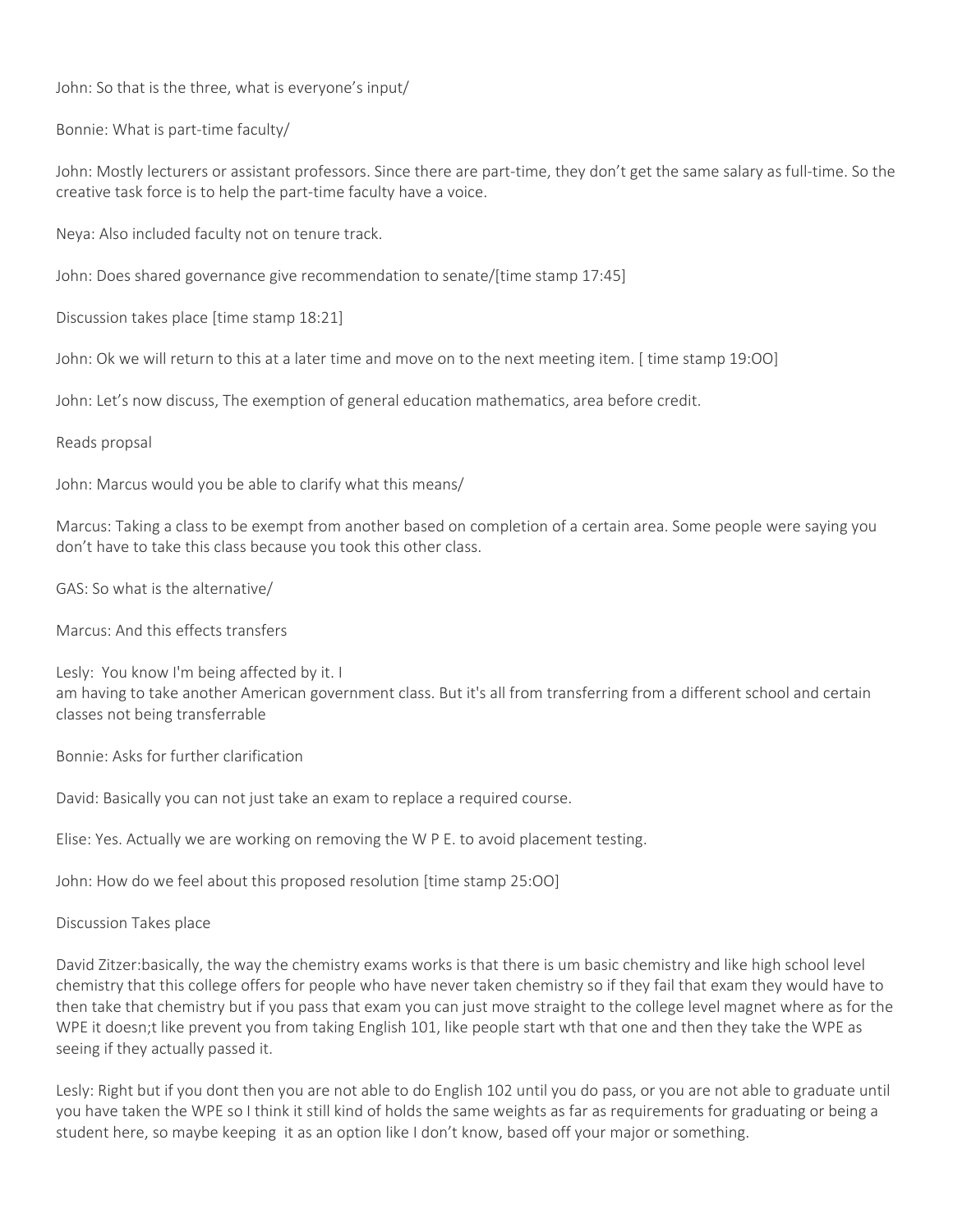John: So that is the three, what is everyone's input/

Bonnie: What is part-time faculty/

John: Mostly lecturers or assistant professors. Since there are part-time, they don't get the same salary as full-time. So the creative task force is to help the part-time faculty have a voice.

Neya: Also included faculty not on tenure track.

John: Does shared governance give recommendation to senate/[time stamp 17:45]

Discussion takes place [time stamp 18:21]

John: Ok we will return to this at a later time and move on to the next meeting item. [ time stamp 19:OO]

John: Let's now discuss, The exemption of general education mathematics, area before credit.

Reads propsal

John: Marcus would you be able to clarify what this means/

Marcus: Taking a class to be exempt from another based on completion of a certain area. Some people were saying you don't have to take this class because you took this other class.

GAS: So what is the alternative/

Marcus: And this effects transfers

Lesly: You know I'm being affected by it. I
am having to take another American government class. But it's all from transferring from a different school and certain classes not being transferrable

Bonnie: Asks for further clarification

David: Basically you can not just take an exam to replace a required course.

Elise: Yes. Actually we are working on removing the W P E. to avoid placement testing.

John: How do we feel about this proposed resolution [time stamp 25:OO]

Discussion Takes place

David Zitzer:basically, the way the chemistry exams works is that there is um basic chemistry and like high school level chemistry that this college offers for people who have never taken chemistry so if they fail that exam they would have to then take that chemistry but if you pass that exam you can just move straight to the college level magnet where as for the WPE it doesn;t like prevent you from taking English 101, like people start wth that one and then they take the WPE as seeing if they actually passed it.

Lesly: Right but if you dont then you are not able to do English 102 until you do pass, or you are not able to graduate until you have taken the WPE so I think it still kind of holds the same weights as far as requirements for graduating or being a student here, so maybe keeping it as an option like I don't know, based off your major or something.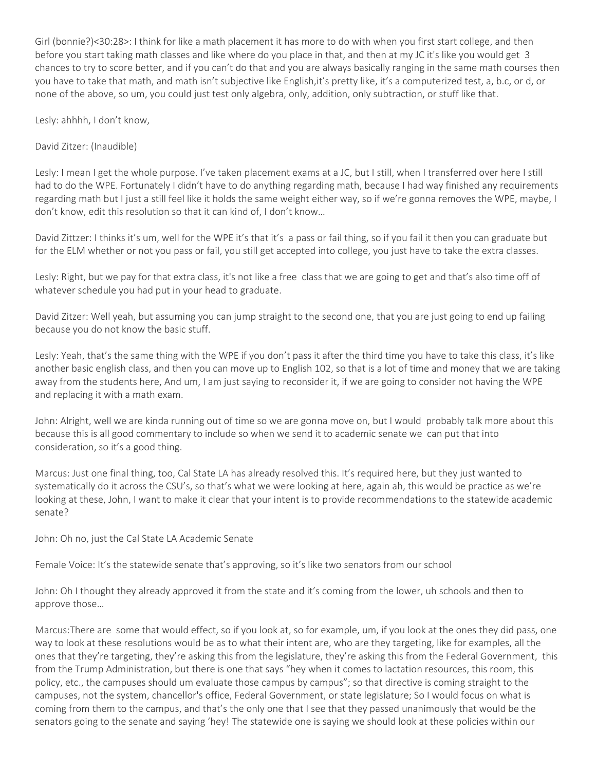Girl (bonnie?)<30:28>: I think for like a math placement it has more to do with when you first start college, and then before you start taking math classes and like where do you place in that, and then at my JC it's like you would get 3 chances to try to score better, and if you can't do that and you are always basically ranging in the same math courses then you have to take that math, and math isn't subjective like English,it's pretty like, it's a computerized test, a, b.c, or d, or none of the above, so um, you could just test only algebra, only, addition, only subtraction, or stuff like that.

Lesly: ahhhh, I don't know,

David Zitzer: (Inaudible)

Lesly: I mean I get the whole purpose. I've taken placement exams at a JC, but I still, when I transferred over here I still had to do the WPE. Fortunately I didn't have to do anything regarding math, because I had way finished any requirements regarding math but I just a still feel like it holds the same weight either way, so if we're gonna removes the WPE, maybe, I don't know, edit this resolution so that it can kind of, I don't know…

David Zittzer: I thinks it's um, well for the WPE it's that it's a pass or fail thing, so if you fail it then you can graduate but for the ELM whether or not you pass or fail, you still get accepted into college, you just have to take the extra classes.

Lesly: Right, but we pay for that extra class, it's not like a free class that we are going to get and that's also time off of whatever schedule you had put in your head to graduate.

David Zitzer: Well yeah, but assuming you can jump straight to the second one, that you are just going to end up failing because you do not know the basic stuff.

Lesly: Yeah, that's the same thing with the WPE if you don't pass it after the third time you have to take this class, it's like another basic english class, and then you can move up to English 102, so that is a lot of time and money that we are taking away from the students here, And um, I am just saying to reconsider it, if we are going to consider not having the WPE and replacing it with a math exam.

John: Alright, well we are kinda running out of time so we are gonna move on, but I would probably talk more about this because this is all good commentary to include so when we send it to academic senate we can put that into consideration, so it's a good thing.

Marcus: Just one final thing, too, Cal State LA has already resolved this. It's required here, but they just wanted to systematically do it across the CSU's, so that's what we were looking at here, again ah, this would be practice as we're looking at these, John, I want to make it clear that your intent is to provide recommendations to the statewide academic senate?

John: Oh no, just the Cal State LA Academic Senate

Female Voice: It's the statewide senate that's approving, so it's like two senators from our school

John: Oh I thought they already approved it from the state and it's coming from the lower, uh schools and then to approve those…

Marcus:There are some that would effect, so if you look at, so for example, um, if you look at the ones they did pass, one way to look at these resolutions would be as to what their intent are, who are they targeting, like for examples, all the ones that they're targeting, they're asking this from the legislature, they're asking this from the Federal Government, this from the Trump Administration, but there is one that says "hey when it comes to lactation resources, this room, this policy, etc., the campuses should um evaluate those campus by campus"; so that directive is coming straight to the campuses, not the system, chancellor's office, Federal Government, or state legislature; So I would focus on what is coming from them to the campus, and that's the only one that I see that they passed unanimously that would be the senators going to the senate and saying 'hey! The statewide one is saying we should look at these policies within our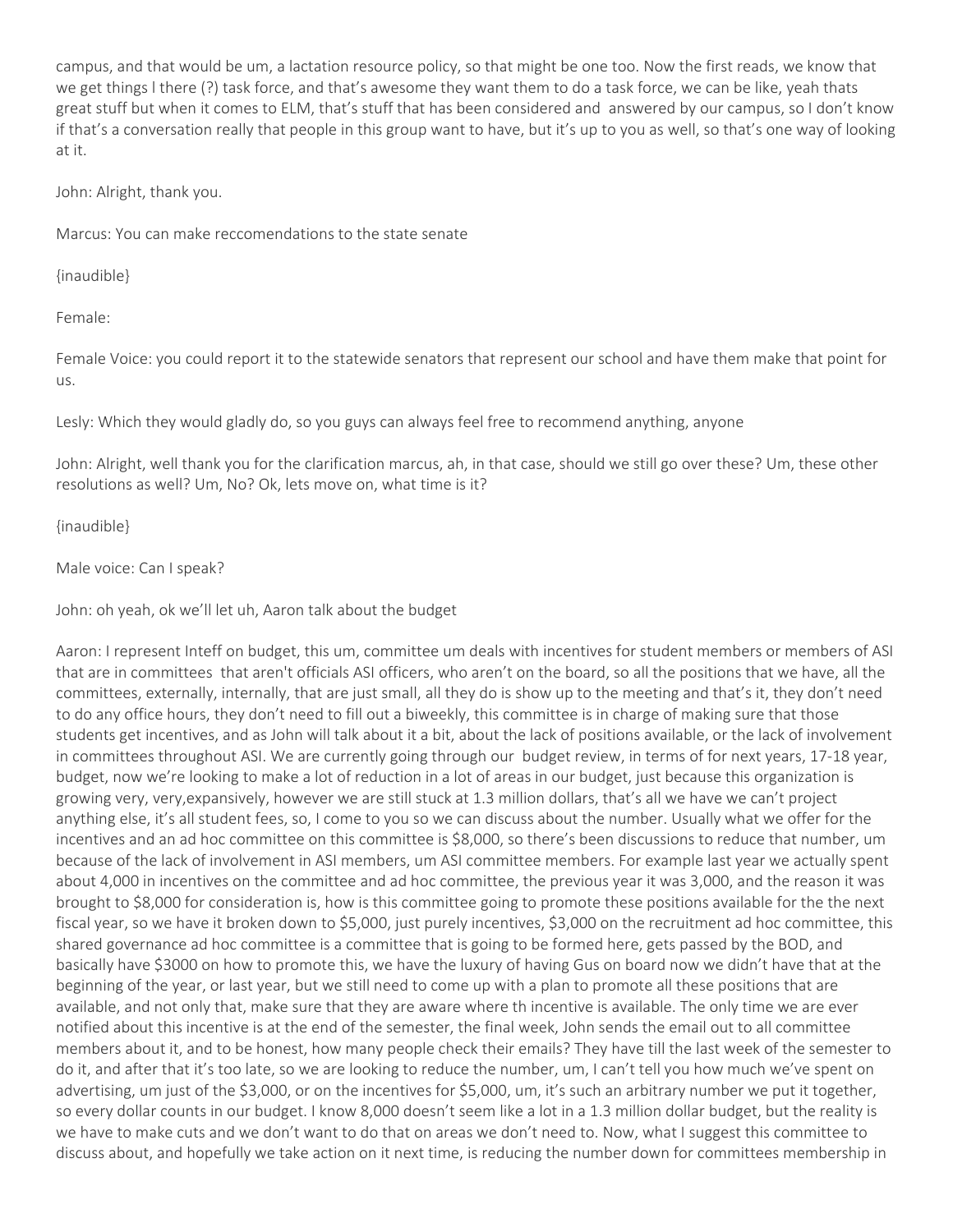campus, and that would be um, a lactation resource policy, so that might be one too. Now the first reads, we know that we get things l there (?) task force, and that's awesome they want them to do a task force, we can be like, yeah thats great stuff but when it comes to ELM, that's stuff that has been considered and answered by our campus, so I don't know if that's a conversation really that people in this group want to have, but it's up to you as well, so that's one way of looking at it.

John: Alright, thank you.

Marcus: You can make reccomendations to the state senate

{inaudible}

Female:

Female Voice: you could report it to the statewide senators that represent our school and have them make that point for us.

Lesly: Which they would gladly do, so you guys can always feel free to recommend anything, anyone

John: Alright, well thank you for the clarification marcus, ah, in that case, should we still go over these? Um, these other resolutions as well? Um, No? Ok, lets move on, what time is it?

{inaudible}

Male voice: Can I speak?

John: oh yeah, ok we'll let uh, Aaron talk about the budget

Aaron: I represent Inteff on budget, this um, committee um deals with incentives for student members or members of ASI that are in committees that aren't officials ASI officers, who aren't on the board, so all the positions that we have, all the committees, externally, internally, that are just small, all they do is show up to the meeting and that's it, they don't need to do any office hours, they don't need to fill out a biweekly, this committee is in charge of making sure that those students get incentives, and as John will talk about it a bit, about the lack of positions available, or the lack of involvement in committees throughout ASI. We are currently going through our budget review, in terms of for next years, 17-18 year, budget, now we're looking to make a lot of reduction in a lot of areas in our budget, just because this organization is growing very, very,expansively, however we are still stuck at 1.3 million dollars, that's all we have we can't project anything else, it's all student fees, so, I come to you so we can discuss about the number. Usually what we offer for the incentives and an ad hoc committee on this committee is $8,000, so there's been discussions to reduce that number, um because of the lack of involvement in ASI members, um ASI committee members. For example last year we actually spent about 4,000 in incentives on the committee and ad hoc committee, the previous year it was 3,000, and the reason it was brought to $8,000 for consideration is, how is this committee going to promote these positions available for the the next fiscal year, so we have it broken down to $5,000, just purely incentives, $3,000 on the recruitment ad hoc committee, this shared governance ad hoc committee is a committee that is going to be formed here, gets passed by the BOD, and basically have $3000 on how to promote this, we have the luxury of having Gus on board now we didn't have that at the beginning of the year, or last year, but we still need to come up with a plan to promote all these positions that are available, and not only that, make sure that they are aware where th incentive is available. The only time we are ever notified about this incentive is at the end of the semester, the final week, John sends the email out to all committee members about it, and to be honest, how many people check their emails? They have till the last week of the semester to do it, and after that it's too late, so we are looking to reduce the number, um, I can't tell you how much we've spent on advertising, um just of the $3,000, or on the incentives for $5,000, um, it's such an arbitrary number we put it together, so every dollar counts in our budget. I know 8,000 doesn't seem like a lot in a 1.3 million dollar budget, but the reality is we have to make cuts and we don't want to do that on areas we don't need to. Now, what I suggest this committee to discuss about, and hopefully we take action on it next time, is reducing the number down for committees membership in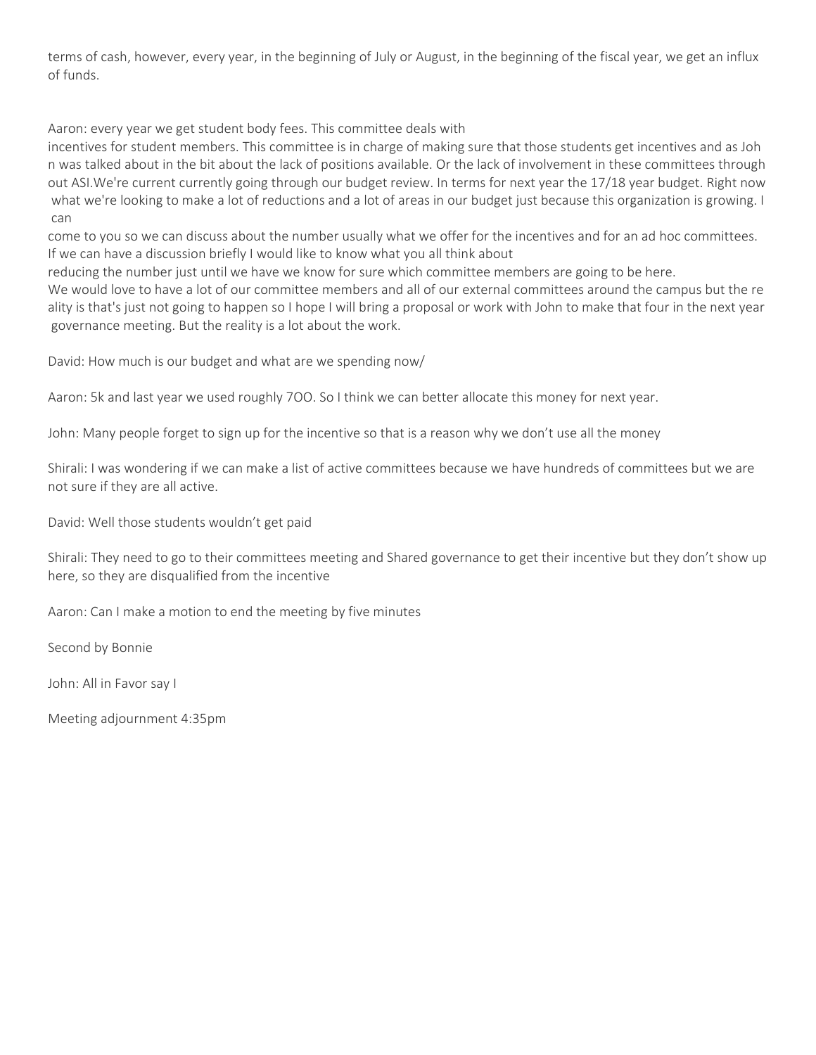terms of cash, however, every year, in the beginning of July or August, in the beginning of the fiscal year, we get an influx of funds.

Aaron: every year we get student body fees. This committee deals with incentives for student members. This committee is in charge of making sure that those students get incentives and as John was talked about in the bit about the lack of positions available. Or the lack of involvement in these committees throughout ASI.We're current currently going through our budget review. In terms for next year the 17/18 year budget. Right now what we're looking to make a lot of reductions and a lot of areas in our budget just because this organization is growing. I can come to you so we can discuss about the number usually what we offer for the incentives and for an ad hoc committees. If we can have a discussion briefly I would like to know what you all think about reducing the number just until we have we know for sure which committee members are going to be here. We would love to have a lot of our committee members and all of our external committees around the campus but the reality is that's just not going to happen so I hope I will bring a proposal or work with John to make that four in the next year governance meeting. But the reality is a lot about the work.

David: How much is our budget and what are we spending now/

Aaron: 5k and last year we used roughly 7OO. So I think we can better allocate this money for next year.

John: Many people forget to sign up for the incentive so that is a reason why we don't use all the money

Shirali: I was wondering if we can make a list of active committees because we have hundreds of committees but we are not sure if they are all active.

David: Well those students wouldn't get paid

Shirali: They need to go to their committees meeting and Shared governance to get their incentive but they don't show up here, so they are disqualified from the incentive

Aaron: Can I make a motion to end the meeting by five minutes

Second by Bonnie

John: All in Favor say I

Meeting adjournment 4:35pm